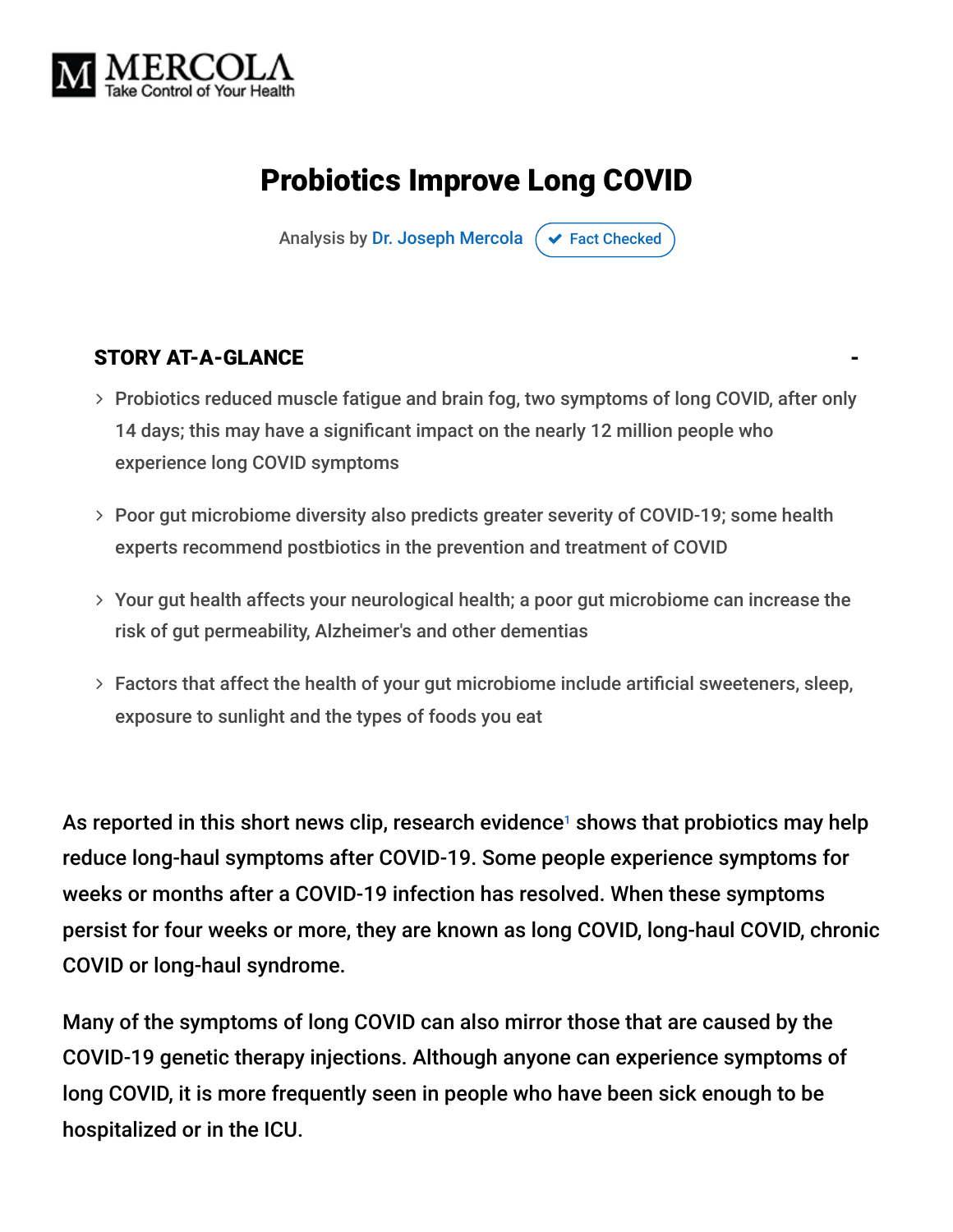# Probiotics Improve Long COVID

Analysis by Dr. Joseph Mercola ✔ Fact Checked

## STORY AT-A-GLANCE

- Probiotics reduced muscle fatigue and brain fog, two symptoms of long COVID, after only 14 days; this may have a significant impact on the nearly 12 million people who experience long COVID symptoms
- Poor gut microbiome diversity also predicts greater severity of COVID-19; some health experts recommend postbiotics in the prevention and treatment of COVID
- Your gut health affects your neurological health; a poor gut microbiome can increase the risk of gut permeability, Alzheimer's and other dementias
- Factors that affect the health of your gut microbiome include artificial sweeteners, sleep, exposure to sunlight and the types of foods you eat

As reported in this short news clip, research evidence[1] shows that probiotics may help reduce long-haul symptoms after COVID-19. Some people experience symptoms for weeks or months after a COVID-19 infection has resolved. When these symptoms persist for four weeks or more, they are known as long COVID, long-haul COVID, chronic COVID or long-haul syndrome.

Many of the symptoms of long COVID can also mirror those that are caused by the COVID-19 genetic therapy injections. Although anyone can experience symptoms of long COVID, it is more frequently seen in people who have been sick enough to be hospitalized or in the ICU.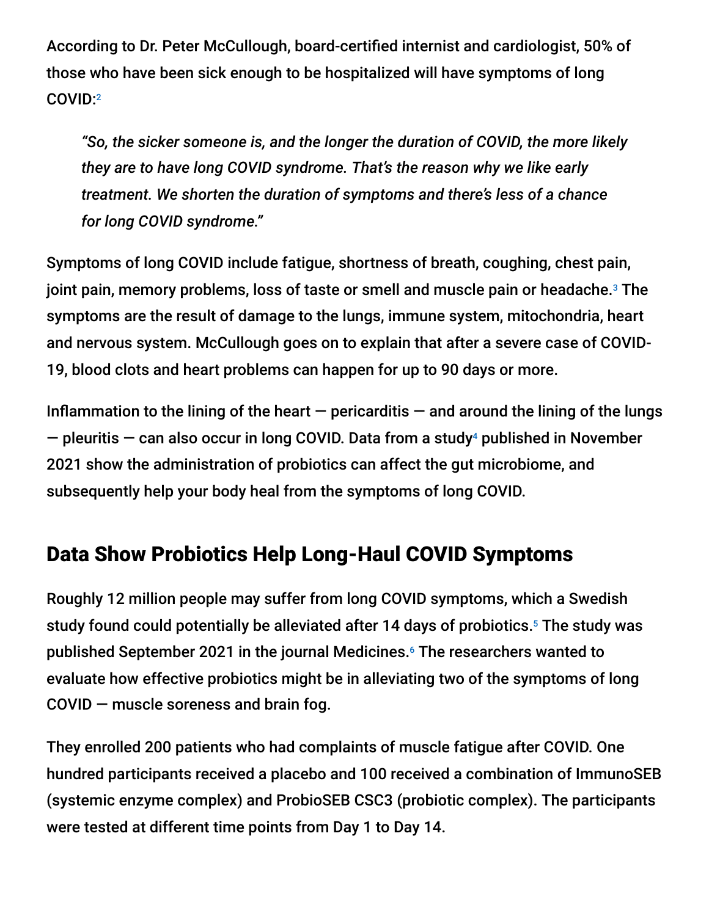According to Dr. Peter McCullough, board-certified internist and cardiologist, 50% of those who have been sick enough to be hospitalized will have symptoms of long COVID:[2]

> *"So, the sicker someone is, and the longer the duration of COVID, the more likely they are to have long COVID syndrome. That's the reason why we like early treatment. We shorten the duration of symptoms and there's less of a chance for long COVID syndrome."*

Symptoms of long COVID include fatigue, shortness of breath, coughing, chest pain, joint pain, memory problems, loss of taste or smell and muscle pain or headache.[3] The symptoms are the result of damage to the lungs, immune system, mitochondria, heart and nervous system. McCullough goes on to explain that after a severe case of COVID-19, blood clots and heart problems can happen for up to 90 days or more.

Inflammation to the lining of the heart — pericarditis — and around the lining of the lungs — pleuritis — can also occur in long COVID. Data from a study[4] published in November 2021 show the administration of probiotics can affect the gut microbiome, and subsequently help your body heal from the symptoms of long COVID.

## Data Show Probiotics Help Long-Haul COVID Symptoms

Roughly 12 million people may suffer from long COVID symptoms, which a Swedish study found could potentially be alleviated after 14 days of probiotics.[5] The study was published September 2021 in the journal Medicines.[6] The researchers wanted to evaluate how effective probiotics might be in alleviating two of the symptoms of long COVID — muscle soreness and brain fog.

They enrolled 200 patients who had complaints of muscle fatigue after COVID. One hundred participants received a placebo and 100 received a combination of ImmunoSEB (systemic enzyme complex) and ProbioSEB CSC3 (probiotic complex). The participants were tested at different time points from Day 1 to Day 14.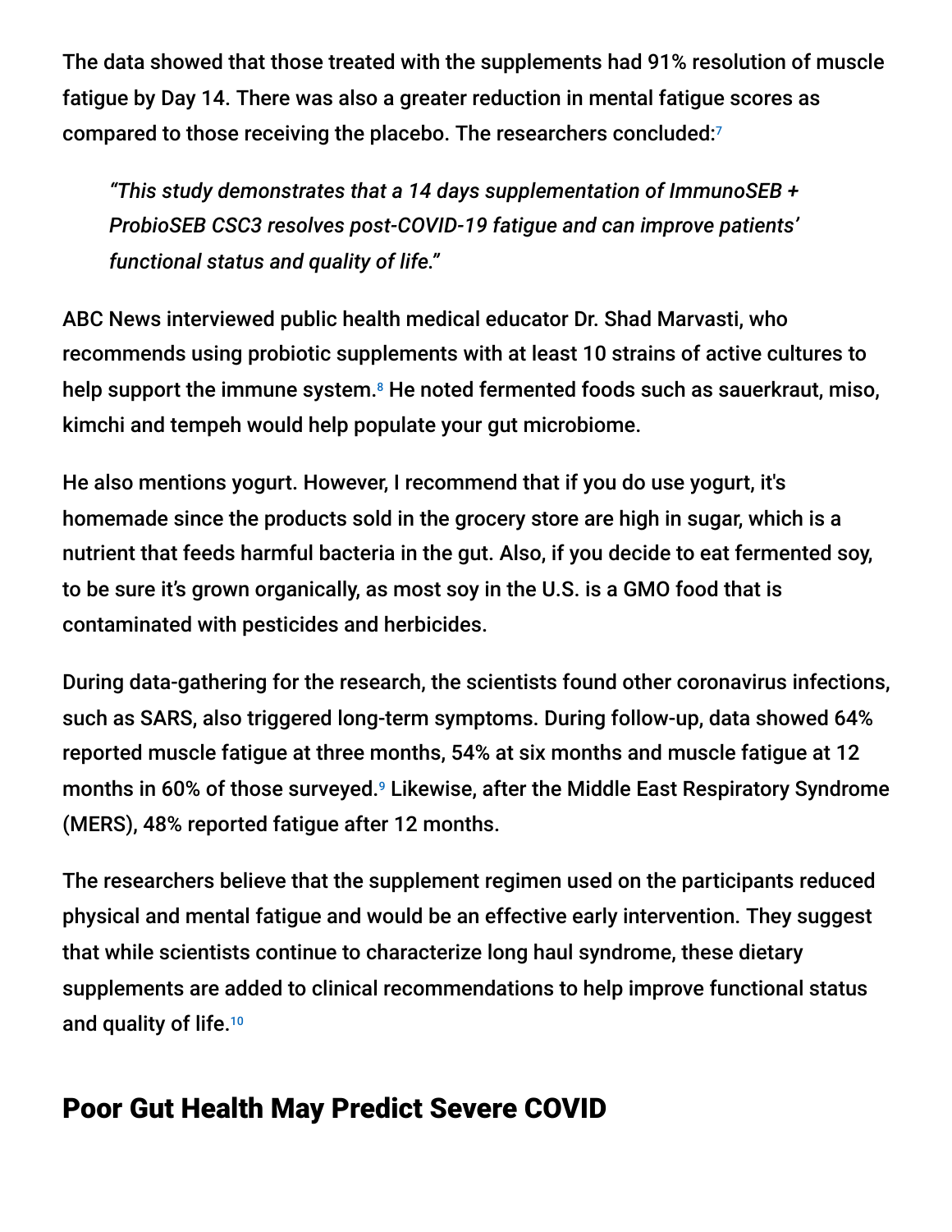The data showed that those treated with the supplements had 91% resolution of muscle fatigue by Day 14. There was also a greater reduction in mental fatigue scores as compared to those receiving the placebo. The researchers concluded:[7]

> *"This study demonstrates that a 14 days supplementation of ImmunoSEB + ProbioSEB CSC3 resolves post-COVID-19 fatigue and can improve patients' functional status and quality of life."*

ABC News interviewed public health medical educator Dr. Shad Marvasti, who recommends using probiotic supplements with at least 10 strains of active cultures to help support the immune system.[8] He noted fermented foods such as sauerkraut, miso, kimchi and tempeh would help populate your gut microbiome.

He also mentions yogurt. However, I recommend that if you do use yogurt, it's homemade since the products sold in the grocery store are high in sugar, which is a nutrient that feeds harmful bacteria in the gut. Also, if you decide to eat fermented soy, to be sure it's grown organically, as most soy in the U.S. is a GMO food that is contaminated with pesticides and herbicides.

During data-gathering for the research, the scientists found other coronavirus infections, such as SARS, also triggered long-term symptoms. During follow-up, data showed 64% reported muscle fatigue at three months, 54% at six months and muscle fatigue at 12 months in 60% of those surveyed.[9] Likewise, after the Middle East Respiratory Syndrome (MERS), 48% reported fatigue after 12 months.

The researchers believe that the supplement regimen used on the participants reduced physical and mental fatigue and would be an effective early intervention. They suggest that while scientists continue to characterize long haul syndrome, these dietary supplements are added to clinical recommendations to help improve functional status and quality of life.[10]

## Poor Gut Health May Predict Severe COVID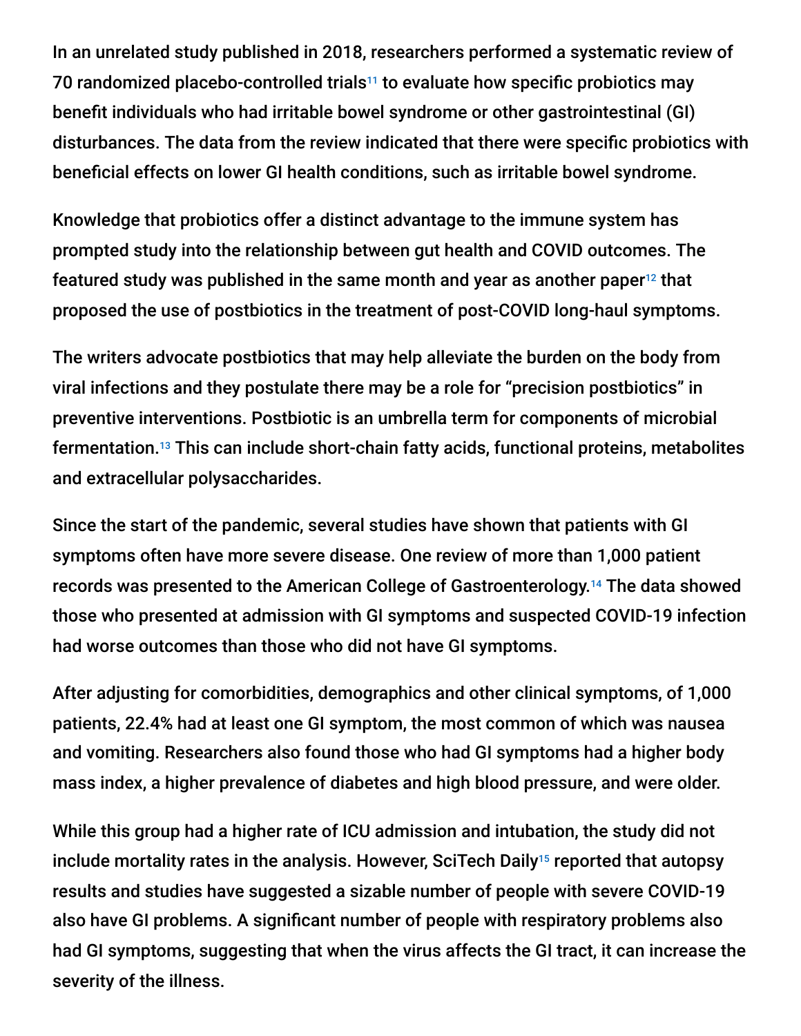In an unrelated study published in 2018, researchers performed a systematic review of 70 randomized placebo-controlled trials[11] to evaluate how specific probiotics may benefit individuals who had irritable bowel syndrome or other gastrointestinal (GI) disturbances. The data from the review indicated that there were specific probiotics with beneficial effects on lower GI health conditions, such as irritable bowel syndrome.

Knowledge that probiotics offer a distinct advantage to the immune system has prompted study into the relationship between gut health and COVID outcomes. The featured study was published in the same month and year as another paper[12] that proposed the use of postbiotics in the treatment of post-COVID long-haul symptoms.

The writers advocate postbiotics that may help alleviate the burden on the body from viral infections and they postulate there may be a role for "precision postbiotics" in preventive interventions. Postbiotic is an umbrella term for components of microbial fermentation.[13] This can include short-chain fatty acids, functional proteins, metabolites and extracellular polysaccharides.

Since the start of the pandemic, several studies have shown that patients with GI symptoms often have more severe disease. One review of more than 1,000 patient records was presented to the American College of Gastroenterology.[14] The data showed those who presented at admission with GI symptoms and suspected COVID-19 infection had worse outcomes than those who did not have GI symptoms.

After adjusting for comorbidities, demographics and other clinical symptoms, of 1,000 patients, 22.4% had at least one GI symptom, the most common of which was nausea and vomiting. Researchers also found those who had GI symptoms had a higher body mass index, a higher prevalence of diabetes and high blood pressure, and were older.

While this group had a higher rate of ICU admission and intubation, the study did not include mortality rates in the analysis. However, SciTech Daily[15] reported that autopsy results and studies have suggested a sizable number of people with severe COVID-19 also have GI problems. A significant number of people with respiratory problems also had GI symptoms, suggesting that when the virus affects the GI tract, it can increase the severity of the illness.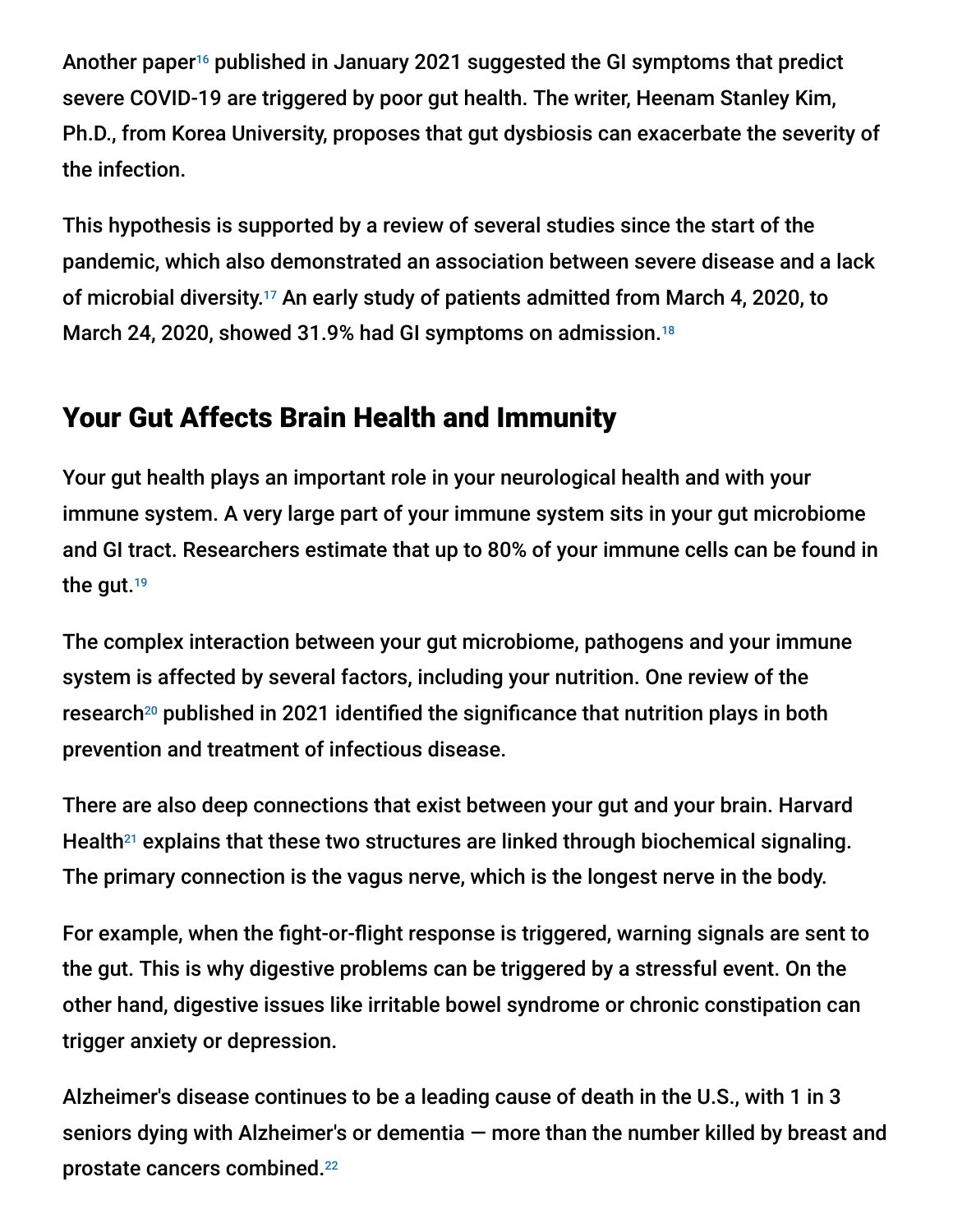Another paper[16] published in January 2021 suggested the GI symptoms that predict severe COVID-19 are triggered by poor gut health. The writer, Heenam Stanley Kim, Ph.D., from Korea University, proposes that gut dysbiosis can exacerbate the severity of the infection.

This hypothesis is supported by a review of several studies since the start of the pandemic, which also demonstrated an association between severe disease and a lack of microbial diversity.[17] An early study of patients admitted from March 4, 2020, to March 24, 2020, showed 31.9% had GI symptoms on admission.[18]

## Your Gut Affects Brain Health and Immunity

Your gut health plays an important role in your neurological health and with your immune system. A very large part of your immune system sits in your gut microbiome and GI tract. Researchers estimate that up to 80% of your immune cells can be found in the gut.[19]

The complex interaction between your gut microbiome, pathogens and your immune system is affected by several factors, including your nutrition. One review of the research[20] published in 2021 identified the significance that nutrition plays in both prevention and treatment of infectious disease.

There are also deep connections that exist between your gut and your brain. Harvard Health[21] explains that these two structures are linked through biochemical signaling. The primary connection is the vagus nerve, which is the longest nerve in the body.

For example, when the fight-or-flight response is triggered, warning signals are sent to the gut. This is why digestive problems can be triggered by a stressful event. On the other hand, digestive issues like irritable bowel syndrome or chronic constipation can trigger anxiety or depression.

Alzheimer's disease continues to be a leading cause of death in the U.S., with 1 in 3 seniors dying with Alzheimer's or dementia — more than the number killed by breast and prostate cancers combined.[22]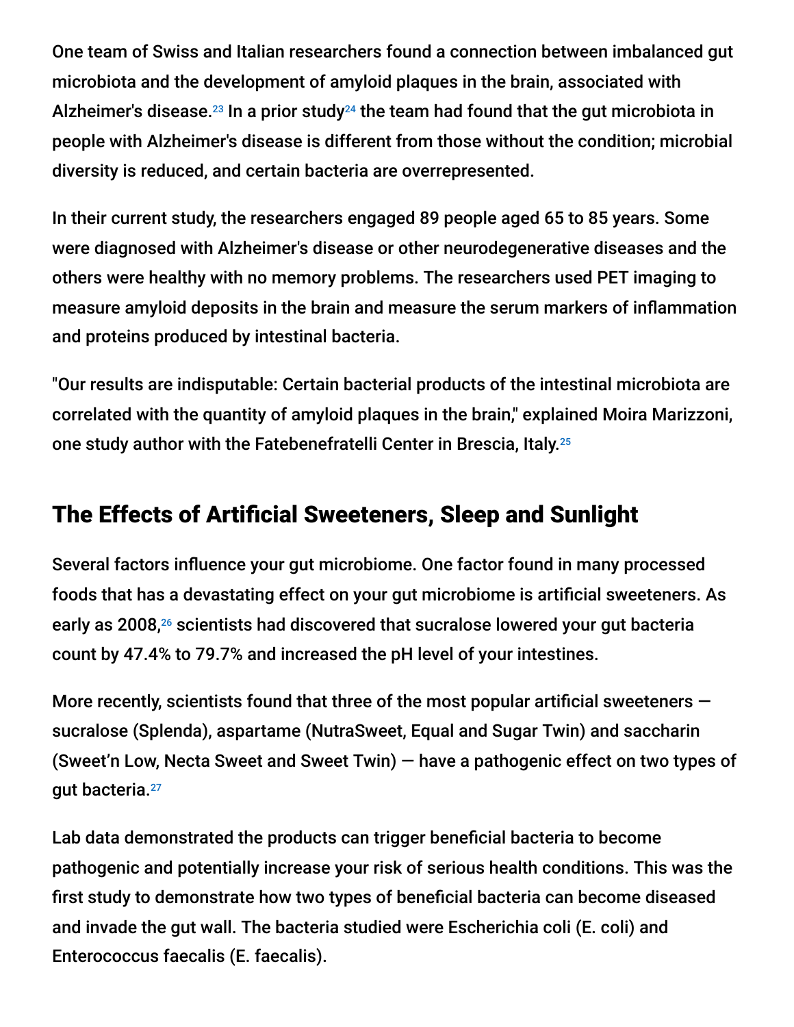One team of Swiss and Italian researchers found a connection between imbalanced gut microbiota and the development of amyloid plaques in the brain, associated with Alzheimer's disease.[23] In a prior study[24] the team had found that the gut microbiota in people with Alzheimer's disease is different from those without the condition; microbial diversity is reduced, and certain bacteria are overrepresented.

In their current study, the researchers engaged 89 people aged 65 to 85 years. Some were diagnosed with Alzheimer's disease or other neurodegenerative diseases and the others were healthy with no memory problems. The researchers used PET imaging to measure amyloid deposits in the brain and measure the serum markers of inflammation and proteins produced by intestinal bacteria.

"Our results are indisputable: Certain bacterial products of the intestinal microbiota are correlated with the quantity of amyloid plaques in the brain," explained Moira Marizzoni, one study author with the Fatebenefratelli Center in Brescia, Italy.[25]

## The Effects of Artificial Sweeteners, Sleep and Sunlight

Several factors influence your gut microbiome. One factor found in many processed foods that has a devastating effect on your gut microbiome is artificial sweeteners. As early as 2008,[26] scientists had discovered that sucralose lowered your gut bacteria count by 47.4% to 79.7% and increased the pH level of your intestines.

More recently, scientists found that three of the most popular artificial sweeteners — sucralose (Splenda), aspartame (NutraSweet, Equal and Sugar Twin) and saccharin (Sweet'n Low, Necta Sweet and Sweet Twin) — have a pathogenic effect on two types of gut bacteria.[27]

Lab data demonstrated the products can trigger beneficial bacteria to become pathogenic and potentially increase your risk of serious health conditions. This was the first study to demonstrate how two types of beneficial bacteria can become diseased and invade the gut wall. The bacteria studied were Escherichia coli (E. coli) and Enterococcus faecalis (E. faecalis).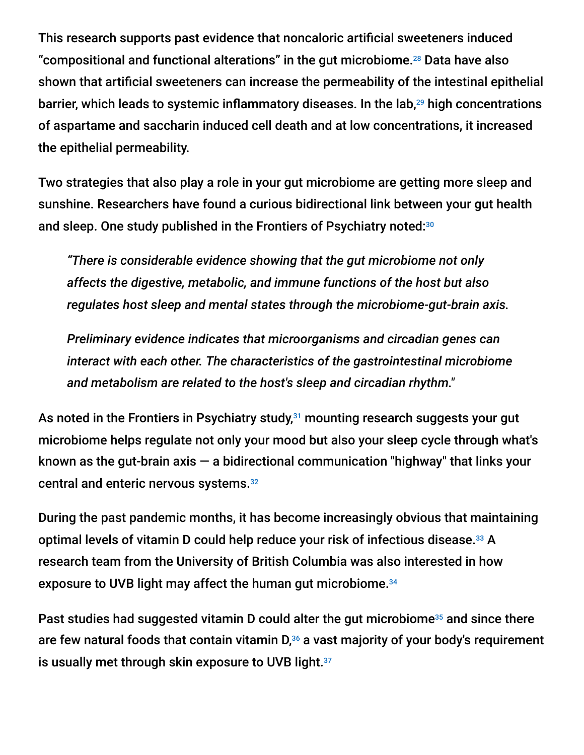This research supports past evidence that noncaloric artificial sweeteners induced "compositional and functional alterations" in the gut microbiome.[28] Data have also shown that artificial sweeteners can increase the permeability of the intestinal epithelial barrier, which leads to systemic inflammatory diseases. In the lab,[29] high concentrations of aspartame and saccharin induced cell death and at low concentrations, it increased the epithelial permeability.

Two strategies that also play a role in your gut microbiome are getting more sleep and sunshine. Researchers have found a curious bidirectional link between your gut health and sleep. One study published in the Frontiers of Psychiatry noted:[30]

> *"There is considerable evidence showing that the gut microbiome not only affects the digestive, metabolic, and immune functions of the host but also regulates host sleep and mental states through the microbiome-gut-brain axis.*
>
> *Preliminary evidence indicates that microorganisms and circadian genes can interact with each other. The characteristics of the gastrointestinal microbiome and metabolism are related to the host's sleep and circadian rhythm."*

As noted in the Frontiers in Psychiatry study,[31] mounting research suggests your gut microbiome helps regulate not only your mood but also your sleep cycle through what's known as the gut-brain axis — a bidirectional communication "highway" that links your central and enteric nervous systems.[32]

During the past pandemic months, it has become increasingly obvious that maintaining optimal levels of vitamin D could help reduce your risk of infectious disease.[33] A research team from the University of British Columbia was also interested in how exposure to UVB light may affect the human gut microbiome.[34]

Past studies had suggested vitamin D could alter the gut microbiome[35] and since there are few natural foods that contain vitamin D,[36] a vast majority of your body's requirement is usually met through skin exposure to UVB light.[37]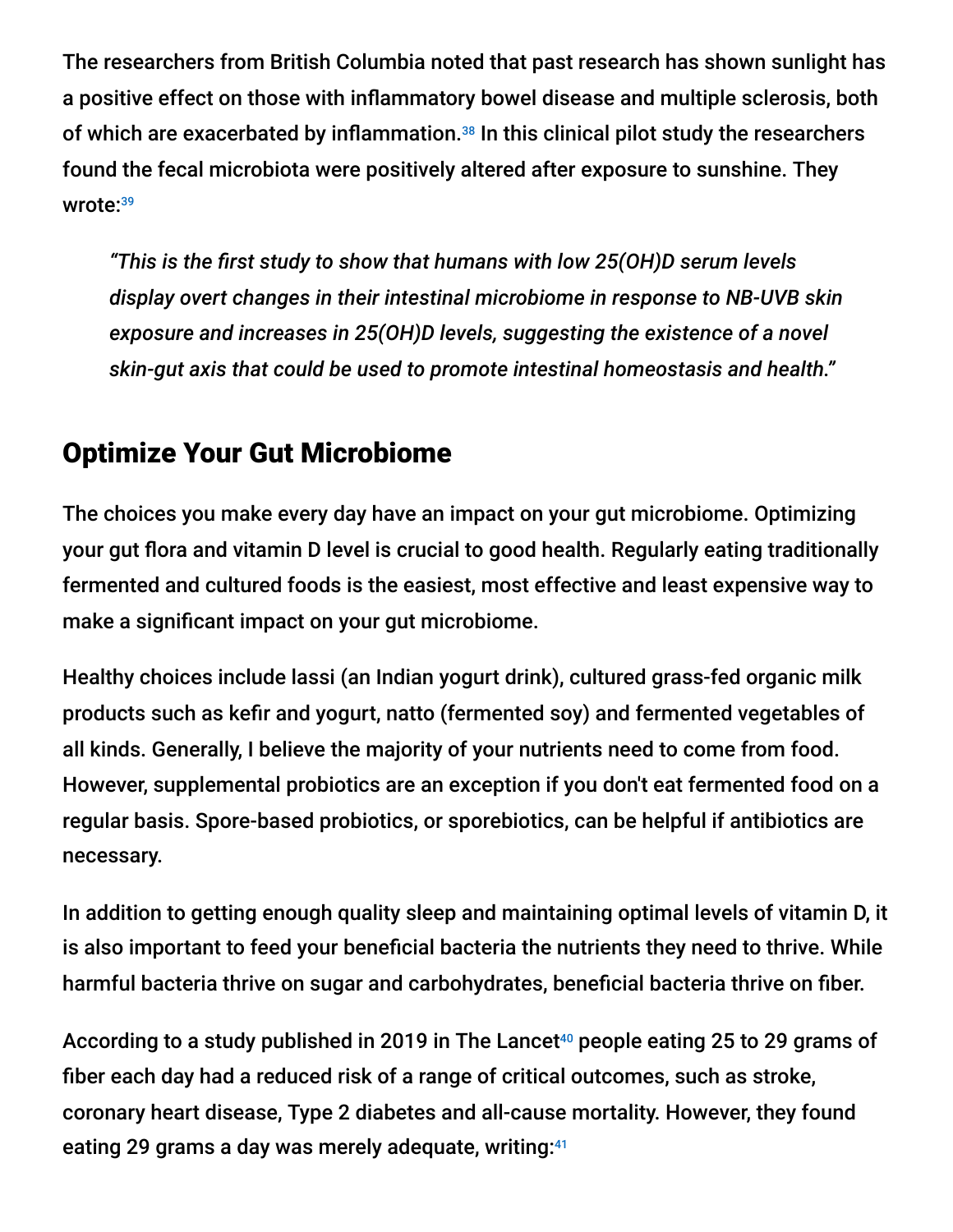The researchers from British Columbia noted that past research has shown sunlight has a positive effect on those with inflammatory bowel disease and multiple sclerosis, both of which are exacerbated by inflammation.[38] In this clinical pilot study the researchers found the fecal microbiota were positively altered after exposure to sunshine. They wrote:[39]

> *"This is the first study to show that humans with low 25(OH)D serum levels display overt changes in their intestinal microbiome in response to NB-UVB skin exposure and increases in 25(OH)D levels, suggesting the existence of a novel skin-gut axis that could be used to promote intestinal homeostasis and health."*

## Optimize Your Gut Microbiome

The choices you make every day have an impact on your gut microbiome. Optimizing your gut flora and vitamin D level is crucial to good health. Regularly eating traditionally fermented and cultured foods is the easiest, most effective and least expensive way to make a significant impact on your gut microbiome.

Healthy choices include lassi (an Indian yogurt drink), cultured grass-fed organic milk products such as kefir and yogurt, natto (fermented soy) and fermented vegetables of all kinds. Generally, I believe the majority of your nutrients need to come from food. However, supplemental probiotics are an exception if you don't eat fermented food on a regular basis. Spore-based probiotics, or sporebiotics, can be helpful if antibiotics are necessary.

In addition to getting enough quality sleep and maintaining optimal levels of vitamin D, it is also important to feed your beneficial bacteria the nutrients they need to thrive. While harmful bacteria thrive on sugar and carbohydrates, beneficial bacteria thrive on fiber.

According to a study published in 2019 in The Lancet[40] people eating 25 to 29 grams of fiber each day had a reduced risk of a range of critical outcomes, such as stroke, coronary heart disease, Type 2 diabetes and all-cause mortality. However, they found eating 29 grams a day was merely adequate, writing:[41]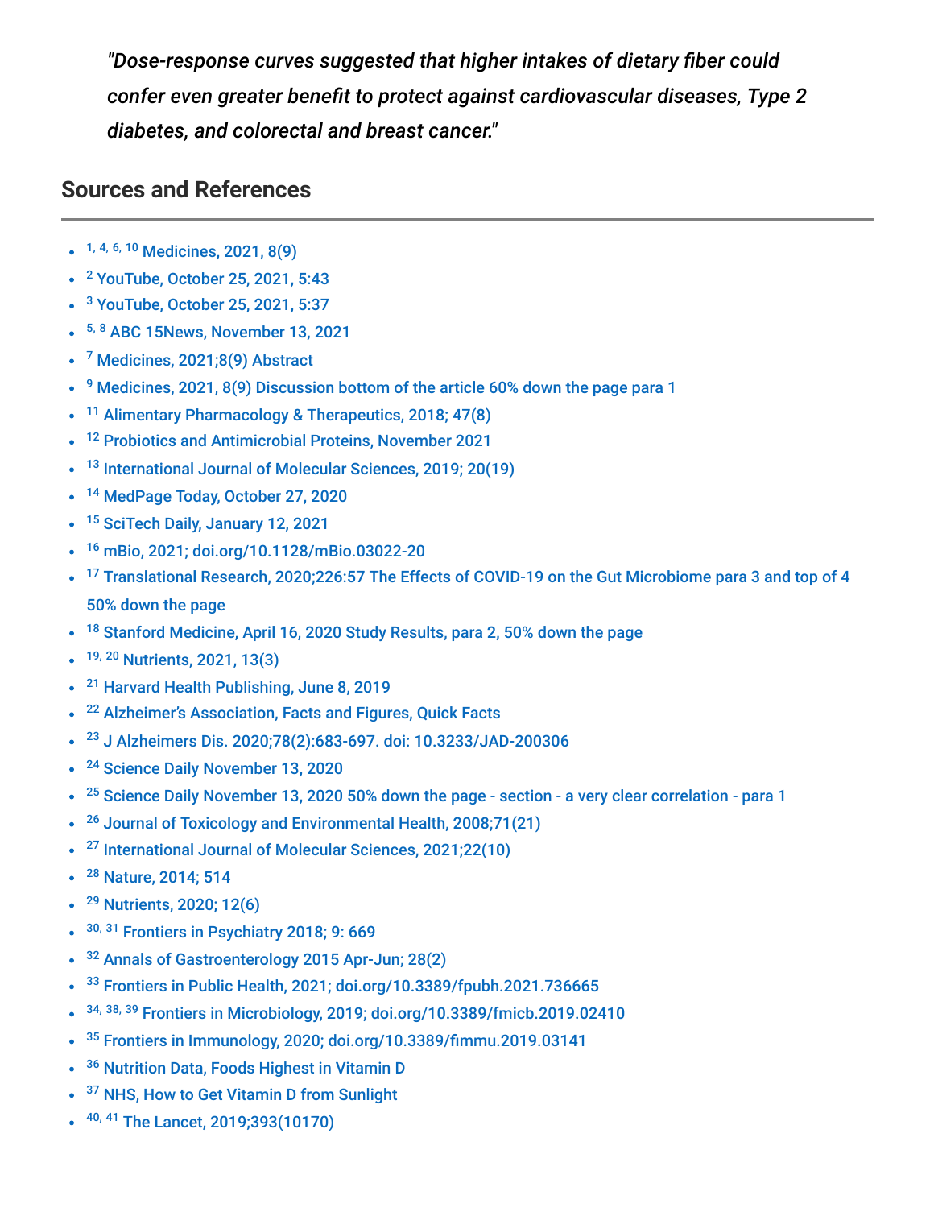*"Dose-response curves suggested that higher intakes of dietary fiber could confer even greater benefit to protect against cardiovascular diseases, Type 2 diabetes, and colorectal and breast cancer."*

## Sources and References

- [1, 4, 6, 10] Medicines, 2021, 8(9)
- [2] YouTube, October 25, 2021, 5:43
- [3] YouTube, October 25, 2021, 5:37
- [5, 8] ABC 15News, November 13, 2021
- [7] Medicines, 2021;8(9) Abstract
- [9] Medicines, 2021, 8(9) Discussion bottom of the article 60% down the page para 1
- [11] Alimentary Pharmacology & Therapeutics, 2018; 47(8)
- [12] Probiotics and Antimicrobial Proteins, November 2021
- [13] International Journal of Molecular Sciences, 2019; 20(19)
- [14] MedPage Today, October 27, 2020
- [15] SciTech Daily, January 12, 2021
- [16] mBio, 2021; doi.org/10.1128/mBio.03022-20
- [17] Translational Research, 2020;226:57 The Effects of COVID-19 on the Gut Microbiome para 3 and top of 4 50% down the page
- [18] Stanford Medicine, April 16, 2020 Study Results, para 2, 50% down the page
- [19, 20] Nutrients, 2021, 13(3)
- [21] Harvard Health Publishing, June 8, 2019
- [22] Alzheimer's Association, Facts and Figures, Quick Facts
- [23] J Alzheimers Dis. 2020;78(2):683-697. doi: 10.3233/JAD-200306
- [24] Science Daily November 13, 2020
- [25] Science Daily November 13, 2020 50% down the page - section - a very clear correlation - para 1
- [26] Journal of Toxicology and Environmental Health, 2008;71(21)
- [27] International Journal of Molecular Sciences, 2021;22(10)
- [28] Nature, 2014; 514
- [29] Nutrients, 2020; 12(6)
- [30, 31] Frontiers in Psychiatry 2018; 9: 669
- [32] Annals of Gastroenterology 2015 Apr-Jun; 28(2)
- [33] Frontiers in Public Health, 2021; doi.org/10.3389/fpubh.2021.736665
- [34, 38, 39] Frontiers in Microbiology, 2019; doi.org/10.3389/fmicb.2019.02410
- [35] Frontiers in Immunology, 2020; doi.org/10.3389/fimmu.2019.03141
- [36] Nutrition Data, Foods Highest in Vitamin D
- [37] NHS, How to Get Vitamin D from Sunlight
- [40, 41] The Lancet, 2019;393(10170)